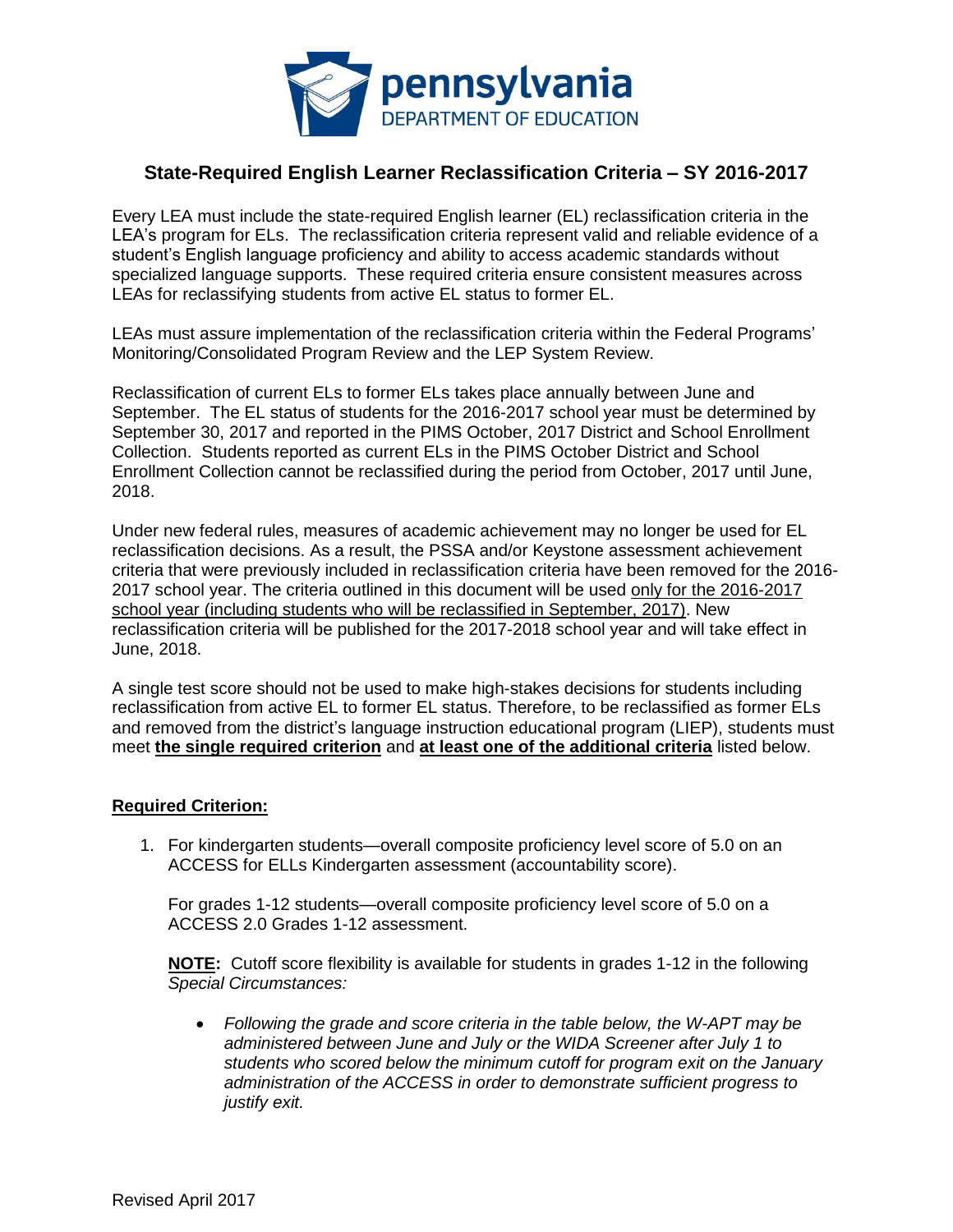# State-Required English Learner Reclassification Criteria – SY 2016-2017

Every LEA must include the state-required English learner (EL) reclassification criteria in the LEA's program for ELs. The reclassification criteria represent valid and reliable evidence of a student's English language proficiency and ability to access academic standards without specialized language supports. These required criteria ensure consistent measures across LEAs for reclassifying students from active EL status to former EL.

LEAs must assure implementation of the reclassification criteria within the Federal Programs' Monitoring/Consolidated Program Review and the LEP System Review.

Reclassification of current ELs to former ELs takes place annually between June and September. The EL status of students for the 2016-2017 school year must be determined by September 30, 2017 and reported in the PIMS October, 2017 District and School Enrollment Collection. Students reported as current ELs in the PIMS October District and School Enrollment Collection cannot be reclassified during the period from October, 2017 until June, 2018.

Under new federal rules, measures of academic achievement may no longer be used for EL reclassification decisions. As a result, the PSSA and/or Keystone assessment achievement criteria that were previously included in reclassification criteria have been removed for the 2016-2017 school year. The criteria outlined in this document will be used only for the 2016-2017 school year (including students who will be reclassified in September, 2017). New reclassification criteria will be published for the 2017-2018 school year and will take effect in June, 2018.

A single test score should not be used to make high-stakes decisions for students including reclassification from active EL to former EL status. Therefore, to be reclassified as former ELs and removed from the district's language instruction educational program (LIEP), students must meet **the single required criterion** and **at least one of the additional criteria** listed below.

**Required Criterion:**

1. For kindergarten students—overall composite proficiency level score of 5.0 on an ACCESS for ELLs Kindergarten assessment (accountability score).

   For grades 1-12 students—overall composite proficiency level score of 5.0 on a ACCESS 2.0 Grades 1-12 assessment.

   **NOTE:** Cutoff score flexibility is available for students in grades 1-12 in the following *Special Circumstances:*

   - *Following the grade and score criteria in the table below, the W-APT may be administered between June and July or the WIDA Screener after July 1 to students who scored below the minimum cutoff for program exit on the January administration of the ACCESS in order to demonstrate sufficient progress to justify exit.*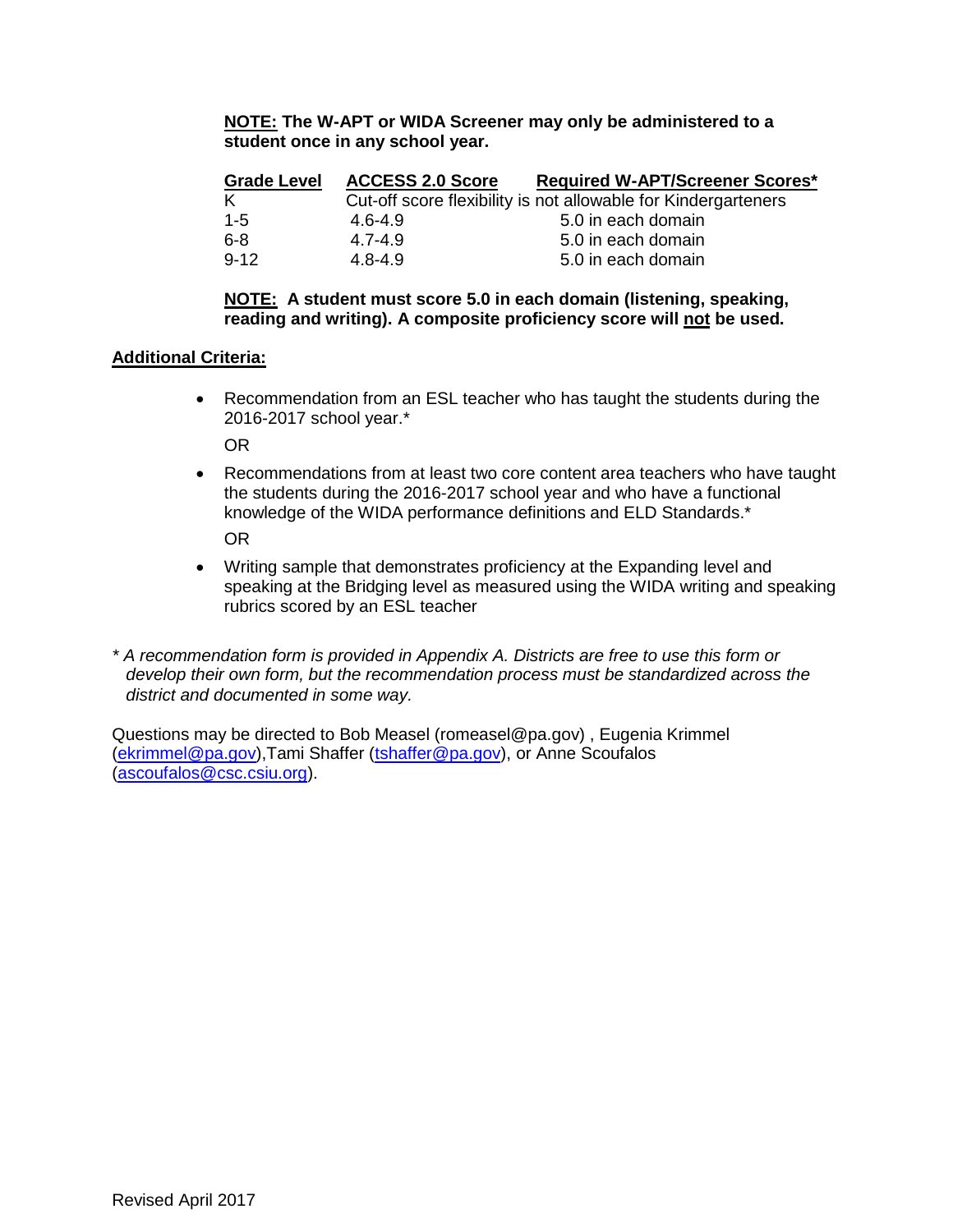**<u>NOTE:</u> The W-APT or WIDA Screener may only be administered to a student once in any school year.**

| Grade Level | ACCESS 2.0 Score | Required W-APT/Screener Scores* |
|---|---|---|
| K | Cut-off score flexibility is not allowable for Kindergarteners | |
| 1-5 | 4.6-4.9 | 5.0 in each domain |
| 6-8 | 4.7-4.9 | 5.0 in each domain |
| 9-12 | 4.8-4.9 | 5.0 in each domain |

**<u>NOTE:</u> A student must score 5.0 in each domain (listening, speaking, reading and writing). A composite proficiency score will <u>not</u> be used.**

**<u>Additional Criteria:</u>**

- Recommendation from an ESL teacher who has taught the students during the 2016-2017 school year.*

  OR

- Recommendations from at least two core content area teachers who have taught the students during the 2016-2017 school year and who have a functional knowledge of the WIDA performance definitions and ELD Standards.*

  OR

- Writing sample that demonstrates proficiency at the Expanding level and speaking at the Bridging level as measured using the WIDA writing and speaking rubrics scored by an ESL teacher

*\* A recommendation form is provided in Appendix A. Districts are free to use this form or develop their own form, but the recommendation process must be standardized across the district and documented in some way.*

Questions may be directed to Bob Measel (romeasel@pa.gov) , Eugenia Krimmel (ekrimmel@pa.gov),Tami Shaffer (tshaffer@pa.gov), or Anne Scoufalos (ascoufalos@csc.csiu.org).

Revised April 2017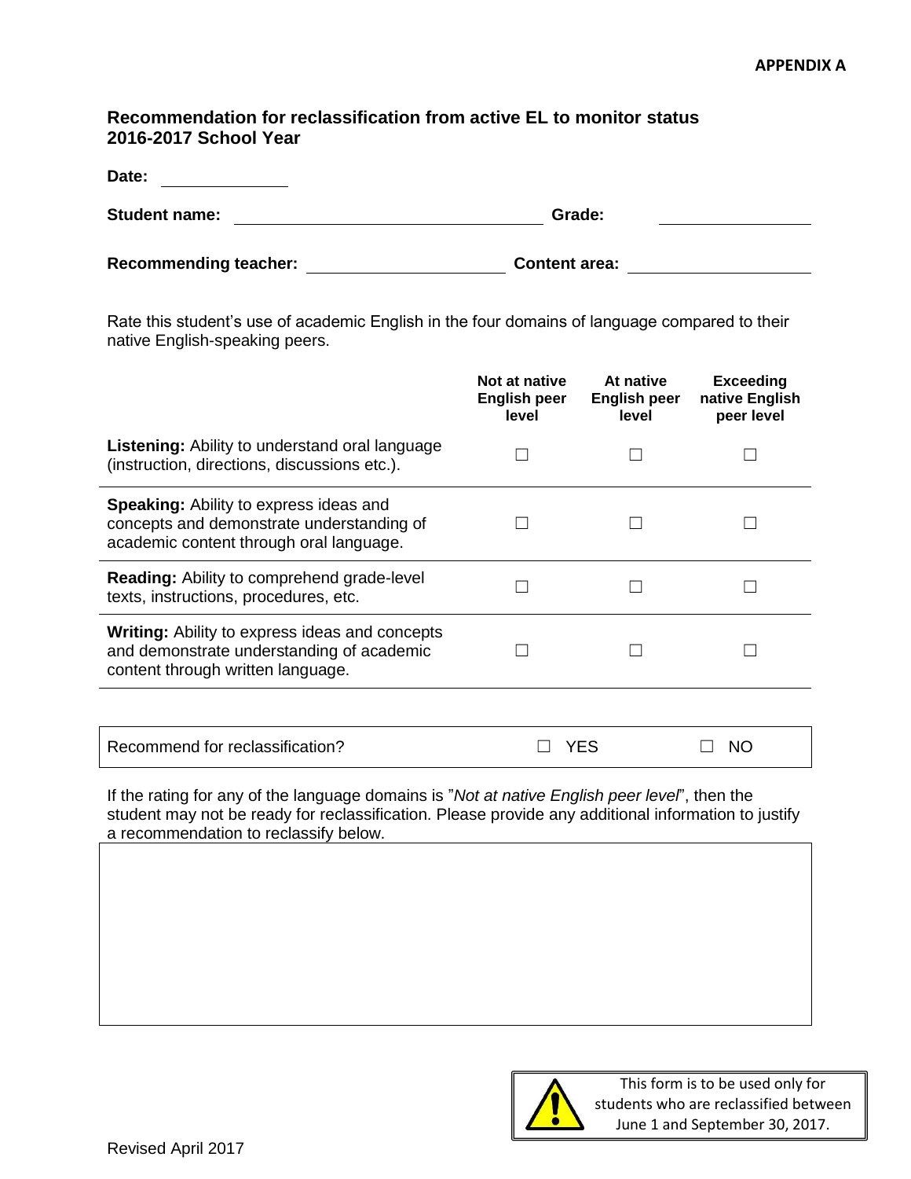**APPENDIX A**

## Recommendation for reclassification from active EL to monitor status 2016-2017 School Year

**Date:** ______________

**Student name:** ________________________________ **Grade:** ______________

**Recommending teacher:** ____________________ **Content area:** ________________

Rate this student's use of academic English in the four domains of language compared to their native English-speaking peers.

| | Not at native English peer level | At native English peer level | Exceeding native English peer level |
|---|---|---|---|
| **Listening:** Ability to understand oral language (instruction, directions, discussions etc.). | ☐ | ☐ | ☐ |
| **Speaking:** Ability to express ideas and concepts and demonstrate understanding of academic content through oral language. | ☐ | ☐ | ☐ |
| **Reading:** Ability to comprehend grade-level texts, instructions, procedures, etc. | ☐ | ☐ | ☐ |
| **Writing:** Ability to express ideas and concepts and demonstrate understanding of academic content through written language. | ☐ | ☐ | ☐ |

| | | |
|---|---|---|
| Recommend for reclassification? | ☐ YES | ☐ NO |

If the rating for any of the language domains is "*Not at native English peer level*", then the student may not be ready for reclassification. Please provide any additional information to justify a recommendation to reclassify below.

This form is to be used only for students who are reclassified between June 1 and September 30, 2017.

Revised April 2017